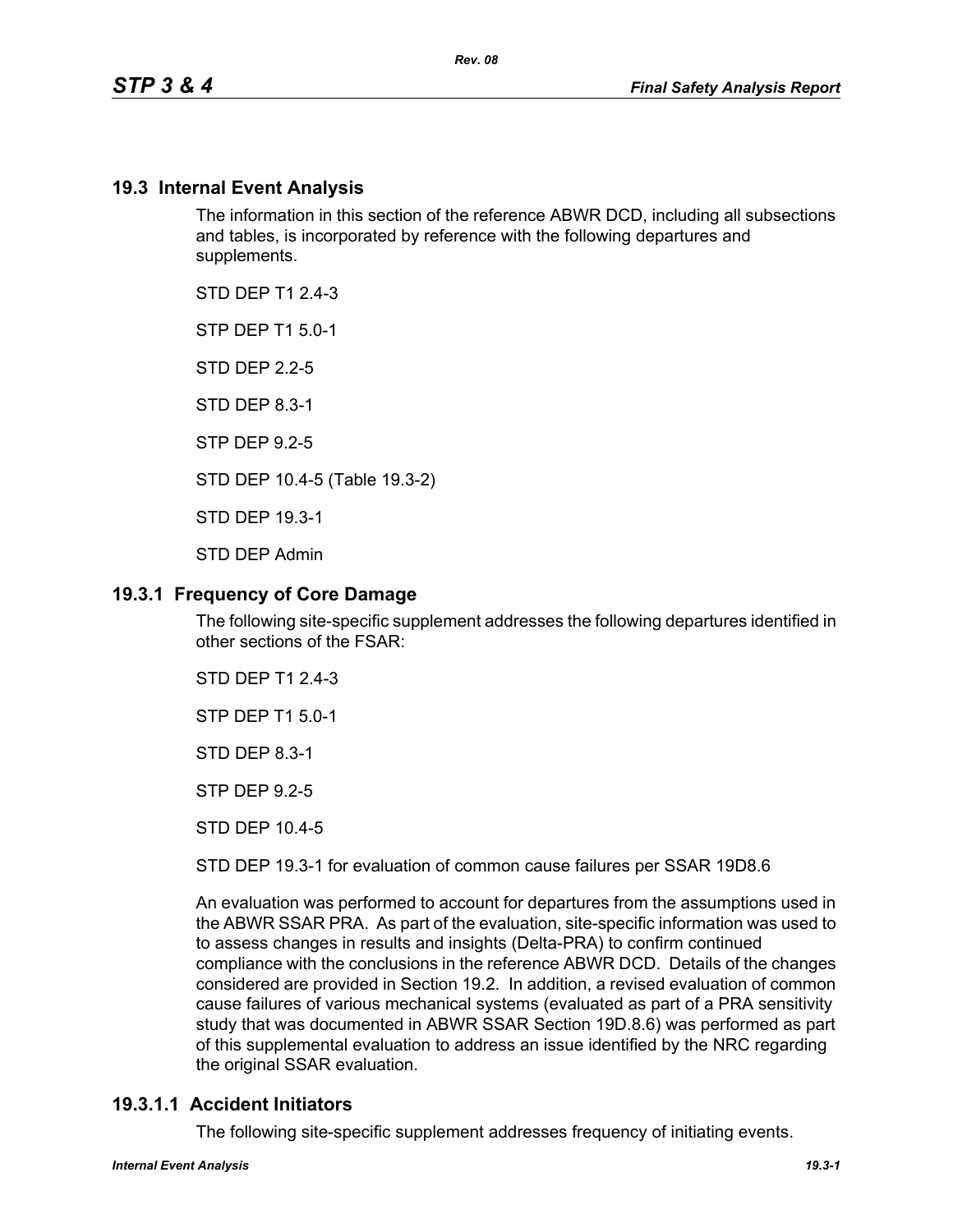## 19.3 Internal Event Analysis

The information in this section of the reference ABWR DCD, including all subsections and tables, is incorporated by reference with the following departures and supplements.

STD DEP T1 2.4-3

STP DEP T1 5.0-1

STD DEP 2.2-5

STD DEP 8.3-1

STP DEP 9.2-5

STD DEP 10.4-5 (Table 19.3-2)

STD DEP 19.3-1

STD DEP Admin

### 19.3.1 Frequency of Core Damage

The following site-specific supplement addresses the following departures identified in other sections of the FSAR:

STD DEP T1 2.4-3

STP DEP T1 5.0-1

STD DEP 8.3-1

STP DEP 9.2-5

STD DEP 10.4-5

STD DEP 19.3-1 for evaluation of common cause failures per SSAR 19D8.6

An evaluation was performed to account for departures from the assumptions used in the ABWR SSAR PRA. As part of the evaluation, site-specific information was used to to assess changes in results and insights (Delta-PRA) to confirm continued compliance with the conclusions in the reference ABWR DCD. Details of the changes considered are provided in Section 19.2. In addition, a revised evaluation of common cause failures of various mechanical systems (evaluated as part of a PRA sensitivity study that was documented in ABWR SSAR Section 19D.8.6) was performed as part of this supplemental evaluation to address an issue identified by the NRC regarding the original SSAR evaluation.

#### 19.3.1.1 Accident Initiators

The following site-specific supplement addresses frequency of initiating events.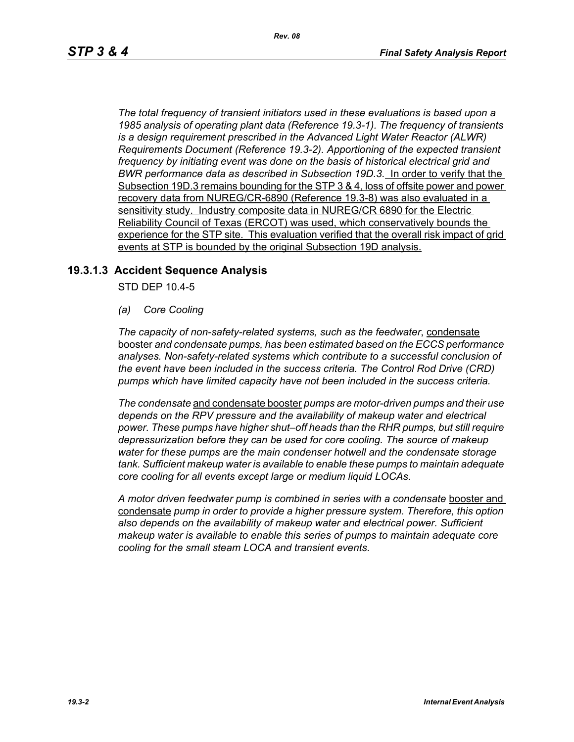*The total frequency of transient initiators used in these evaluations is based upon a 1985 analysis of operating plant data (Reference 19.3-1). The frequency of transients is a design requirement prescribed in the Advanced Light Water Reactor (ALWR) Requirements Document (Reference 19.3-2). Apportioning of the expected transient frequency by initiating event was done on the basis of historical electrical grid and BWR performance data as described in Subsection 19D.3.* In order to verify that the Subsection 19D.3 remains bounding for the STP 3 & 4, loss of offsite power and power recovery data from NUREG/CR-6890 (Reference 19.3-8) was also evaluated in a sensitivity study. Industry composite data in NUREG/CR 6890 for the Electric Reliability Council of Texas (ERCOT) was used, which conservatively bounds the experience for the STP site. This evaluation verified that the overall risk impact of grid events at STP is bounded by the original Subsection 19D analysis.

### 19.3.1.3 Accident Sequence Analysis

STD DEP 10.4-5

*(a) Core Cooling*

*The capacity of non-safety-related systems, such as the feedwater*, condensate booster *and condensate pumps, has been estimated based on the ECCS performance analyses. Non-safety-related systems which contribute to a successful conclusion of the event have been included in the success criteria. The Control Rod Drive (CRD) pumps which have limited capacity have not been included in the success criteria.*

*The condensate* and condensate booster *pumps are motor-driven pumps and their use depends on the RPV pressure and the availability of makeup water and electrical power. These pumps have higher shut–off heads than the RHR pumps, but still require depressurization before they can be used for core cooling. The source of makeup water for these pumps are the main condenser hotwell and the condensate storage tank. Sufficient makeup water is available to enable these pumps to maintain adequate core cooling for all events except large or medium liquid LOCAs.*

*A motor driven feedwater pump is combined in series with a condensate* booster and condensate *pump in order to provide a higher pressure system. Therefore, this option also depends on the availability of makeup water and electrical power. Sufficient makeup water is available to enable this series of pumps to maintain adequate core cooling for the small steam LOCA and transient events.*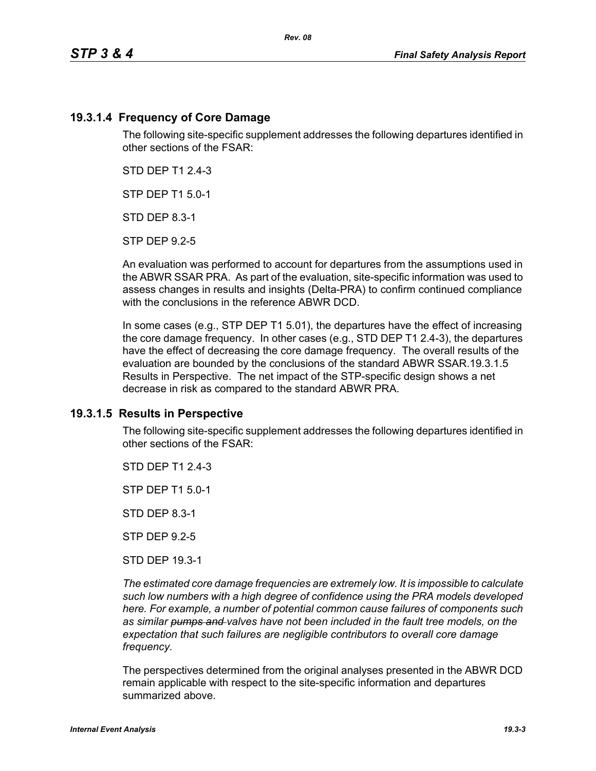## 19.3.1.4 Frequency of Core Damage

The following site-specific supplement addresses the following departures identified in other sections of the FSAR:

STD DEP T1 2.4-3

STP DEP T1 5.0-1

STD DEP 8.3-1

STP DEP 9.2-5

An evaluation was performed to account for departures from the assumptions used in the ABWR SSAR PRA. As part of the evaluation, site-specific information was used to assess changes in results and insights (Delta-PRA) to confirm continued compliance with the conclusions in the reference ABWR DCD.

In some cases (e.g., STP DEP T1 5.01), the departures have the effect of increasing the core damage frequency. In other cases (e.g., STD DEP T1 2.4-3), the departures have the effect of decreasing the core damage frequency. The overall results of the evaluation are bounded by the conclusions of the standard ABWR SSAR.19.3.1.5 Results in Perspective. The net impact of the STP-specific design shows a net decrease in risk as compared to the standard ABWR PRA.

## 19.3.1.5 Results in Perspective

The following site-specific supplement addresses the following departures identified in other sections of the FSAR:

STD DEP T1 2.4-3

STP DEP T1 5.0-1

STD DEP 8.3-1

STP DEP 9.2-5

STD DEP 19.3-1

*The estimated core damage frequencies are extremely low. It is impossible to calculate such low numbers with a high degree of confidence using the PRA models developed here. For example, a number of potential common cause failures of components such as similar ~~pumps and~~ valves have not been included in the fault tree models, on the expectation that such failures are negligible contributors to overall core damage frequency.*

The perspectives determined from the original analyses presented in the ABWR DCD remain applicable with respect to the site-specific information and departures summarized above.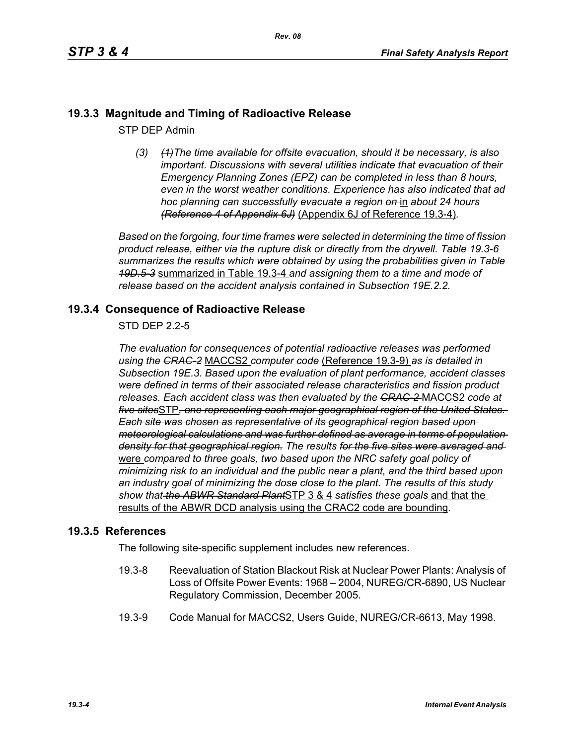## 19.3.3 Magnitude and Timing of Radioactive Release

STP DEP Admin

*(3) ~~(1)~~The time available for offsite evacuation, should it be necessary, is also important. Discussions with several utilities indicate that evacuation of their Emergency Planning Zones (EPZ) can be completed in less than 8 hours, even in the worst weather conditions. Experience has also indicated that ad hoc planning can successfully evacuate a region ~~on~~* <u>in</u> *about 24 hours ~~(Reference 4 of Appendix 6J)~~* <u>(Appendix 6J of Reference 19.3-4)</u>.

*Based on the forgoing, four time frames were selected in determining the time of fission product release, either via the rupture disk or directly from the drywell. Table 19.3-6 summarizes the results which were obtained by using the probabilities ~~given in Table 19D.5-3~~* <u>summarized in Table 19.3-4</u> *and assigning them to a time and mode of release based on the accident analysis contained in Subsection 19E.2.2.*

## 19.3.4 Consequence of Radioactive Release

STD DEP 2.2-5

*The evaluation for consequences of potential radioactive releases was performed using the ~~CRAC-2~~* <u>MACCS2</u> *computer code* <u>(Reference 19.3-9)</u> *as is detailed in Subsection 19E.3. Based upon the evaluation of plant performance, accident classes were defined in terms of their associated release characteristics and fission product releases. Each accident class was then evaluated by the ~~CRAC-2~~* <u>MACCS2</u> *code at ~~five sites~~*<u>STP</u>*~~, one representing each major geographical region of the United States. Each site was chosen as representative of its geographical region based upon meteorological calculations and was further defined as average in terms of population density for that geographical region.~~ The results ~~for the five sites were averaged and~~* <u>were</u> *compared to three goals, two based upon the NRC safety goal policy of minimizing risk to an individual and the public near a plant, and the third based upon an industry goal of minimizing the dose close to the plant. The results of this study show that ~~the ABWR Standard Plant~~*<u>STP 3 & 4</u> *satisfies these goals* <u>and that the results of the ABWR DCD analysis using the CRAC2 code are bounding</u>.

## 19.3.5 References

The following site-specific supplement includes new references.

19.3-8 Reevaluation of Station Blackout Risk at Nuclear Power Plants: Analysis of Loss of Offsite Power Events: 1968 – 2004, NUREG/CR-6890, US Nuclear Regulatory Commission, December 2005.

19.3-9 Code Manual for MACCS2, Users Guide, NUREG/CR-6613, May 1998.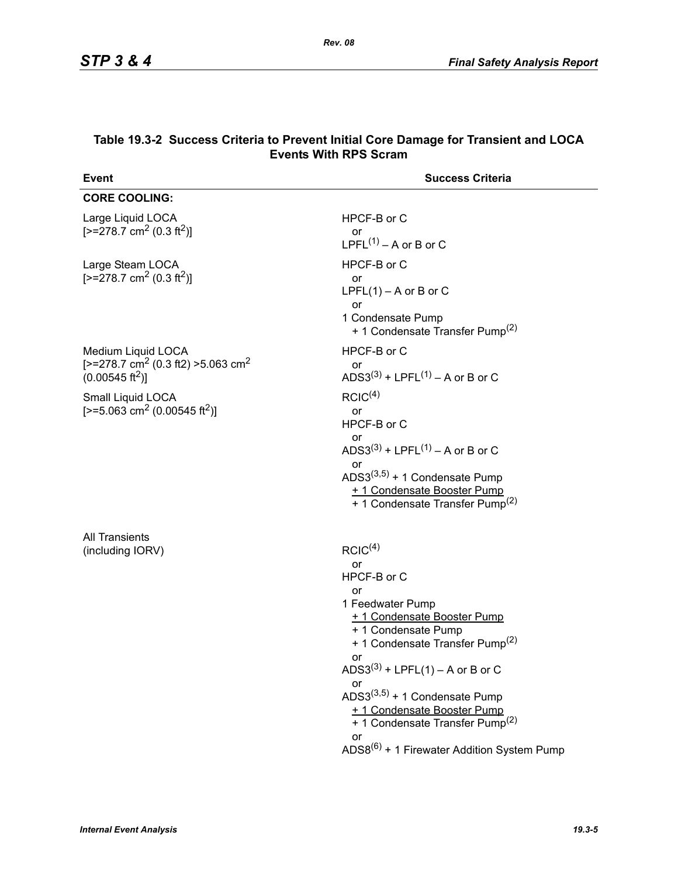## Table 19.3-2 Success Criteria to Prevent Initial Core Damage for Transient and LOCA Events With RPS Scram

| Event | Success Criteria |
|---|---|
| **CORE COOLING:** | |
| Large Liquid LOCA [>=278.7 $cm^2$ (0.3 $ft^2$)] | HPCF-B or C<br>or<br>LPFL[(1)] – A or B or C |
| Large Steam LOCA [>=278.7 $cm^2$ (0.3 $ft^2$)] | HPCF-B or C<br>or<br>LPFL(1) – A or B or C<br>or<br>1 Condensate Pump<br>+ 1 Condensate Transfer Pump[(2)] |
| Medium Liquid LOCA [>=278.7 $cm^2$ (0.3 ft2) >5.063 $cm^2$ (0.00545 $ft^2$)] | HPCF-B or C<br>or<br>ADS3[(3)] + LPFL[(1)] – A or B or C |
| Small Liquid LOCA [>=5.063 $cm^2$ (0.00545 $ft^2$)] | RCIC[(4)]<br>or<br>HPCF-B or C<br>or<br>ADS3[(3)] + LPFL[(1)] – A or B or C<br>or<br>ADS3[(3,5)] + 1 Condensate Pump<br>+ 1 Condensate Booster Pump<br>+ 1 Condensate Transfer Pump[(2)] |
| All Transients (including IORV) | RCIC[(4)]<br>or<br>HPCF-B or C<br>or<br>1 Feedwater Pump<br>+ 1 Condensate Booster Pump<br>+ 1 Condensate Pump<br>+ 1 Condensate Transfer Pump[(2)]<br>or<br>ADS3[(3)] + LPFL(1) – A or B or C<br>or<br>ADS3[(3,5)] + 1 Condensate Pump<br>+ 1 Condensate Booster Pump<br>+ 1 Condensate Transfer Pump[(2)]<br>or<br>ADS8[(6)] + 1 Firewater Addition System Pump |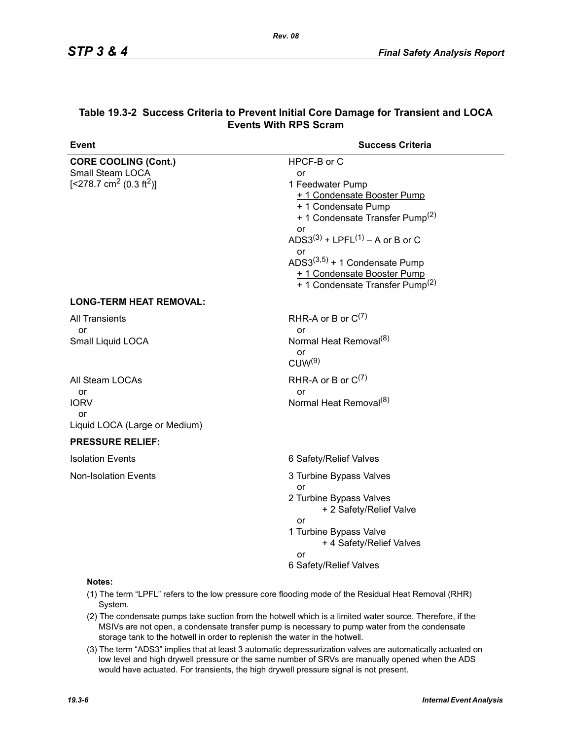## Table 19.3-2 Success Criteria to Prevent Initial Core Damage for Transient and LOCA Events With RPS Scram

| Event | Success Criteria |
|---|---|
| **CORE COOLING (Cont.)**<br>Small Steam LOCA<br>[<278.7 $cm^2$ (0.3 $ft^2$)] | HPCF-B or C<br>or<br>1 Feedwater Pump<br>+ 1 Condensate Booster Pump<br>+ 1 Condensate Pump<br>+ 1 Condensate Transfer Pump(2)<br>or<br>ADS3(3) + LPFL(1) – A or B or C<br>or<br>ADS3(3,5) + 1 Condensate Pump<br>+ 1 Condensate Booster Pump<br>+ 1 Condensate Transfer Pump(2) |
| **LONG-TERM HEAT REMOVAL:** | |
| All Transients<br>or<br>Small Liquid LOCA | RHR-A or B or C(7)<br>or<br>Normal Heat Removal(8)<br>or<br>CUW(9) |
| All Steam LOCAs<br>or<br>IORV<br>or<br>Liquid LOCA (Large or Medium) | RHR-A or B or C(7)<br>or<br>Normal Heat Removal(8) |
| **PRESSURE RELIEF:** | |
| Isolation Events | 6 Safety/Relief Valves |
| Non-Isolation Events | 3 Turbine Bypass Valves<br>or<br>2 Turbine Bypass Valves<br>+ 2 Safety/Relief Valve<br>or<br>1 Turbine Bypass Valve<br>+ 4 Safety/Relief Valves<br>or<br>6 Safety/Relief Valves |

**Notes:**

(1) The term “LPFL” refers to the low pressure core flooding mode of the Residual Heat Removal (RHR) System.

(2) The condensate pumps take suction from the hotwell which is a limited water source. Therefore, if the MSIVs are not open, a condensate transfer pump is necessary to pump water from the condensate storage tank to the hotwell in order to replenish the water in the hotwell.

(3) The term “ADS3” implies that at least 3 automatic depressurization valves are automatically actuated on low level and high drywell pressure or the same number of SRVs are manually opened when the ADS would have actuated. For transients, the high drywell pressure signal is not present.